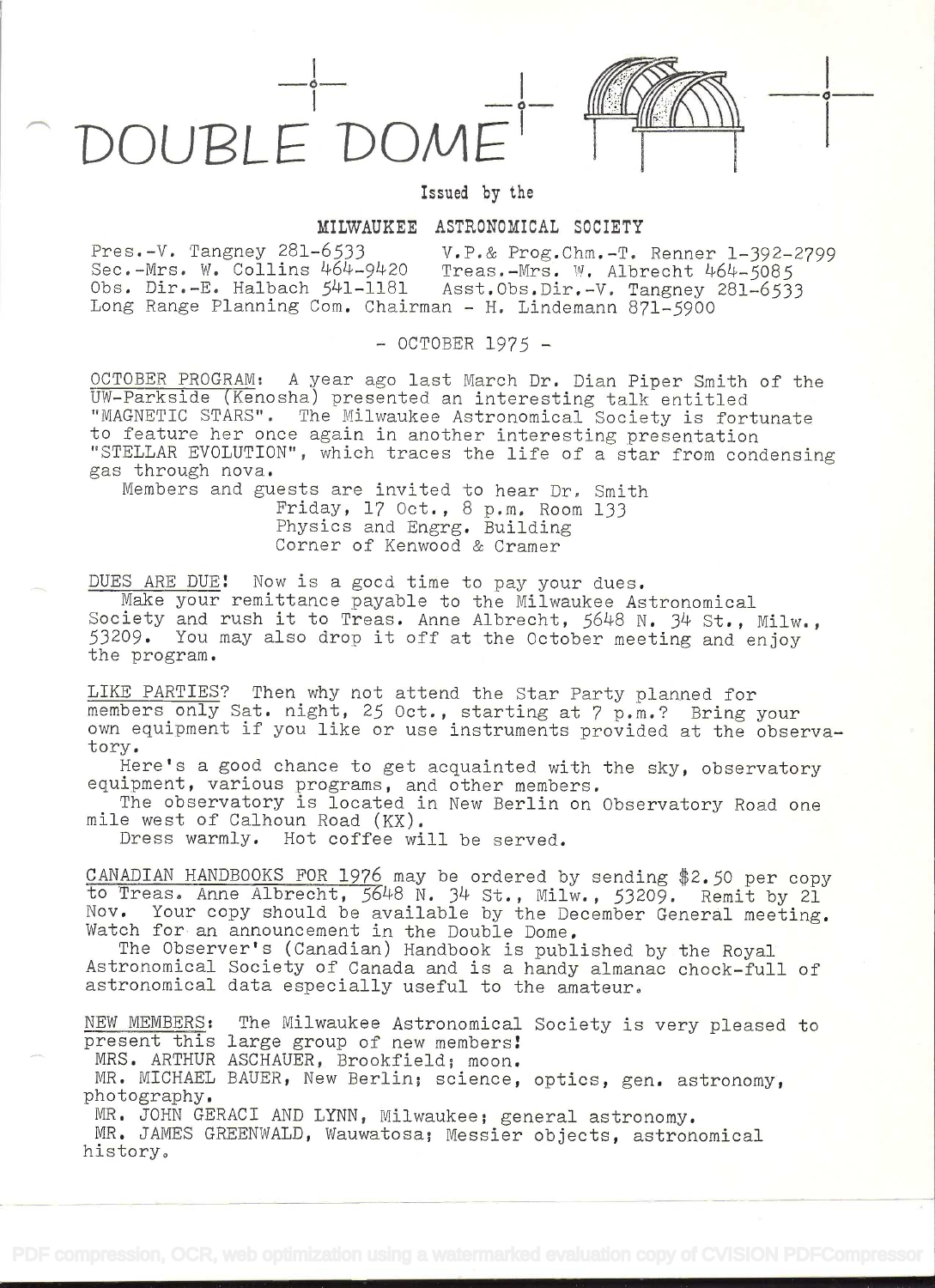# DOUBLE DOME

Issued by the

## MILWAUKEE ASTRONOMICAL SOCIETY

Pres.-V. Tangney 281-6533  V.P.& Prog.Chm.-T. Renner 1-392-2799
Sec.-Mrs. W. Collins 464-9420  Treas.-Mrs. W. Albrecht 464-5085
Obs. Dir.-E. Halbach 541-1181  Asst.Obs.Dir.-V. Tangney 281-6533
Long Range Planning Com. Chairman - H. Lindemann 871-5900

\- OCTOBER 1975 -

OCTOBER PROGRAM: A year ago last March Dr. Dian Piper Smith of the UW-Parkside (Kenosha) presented an interesting talk entitled "MAGNETIC STARS". The Milwaukee Astronomical Society is fortunate to feature her once again in another interesting presentation "STELLAR EVOLUTION", which traces the life of a star from condensing gas through nova.

Members and guests are invited to hear Dr. Smith
Friday, 17 Oct., 8 p.m. Room 133
Physics and Engrg. Building
Corner of Kenwood & Cramer

DUES ARE DUE! Now is a good time to pay your dues.
Make your remittance payable to the Milwaukee Astronomical Society and rush it to Treas. Anne Albrecht, 5648 N. 34 St., Milw., 53209. You may also drop it off at the October meeting and enjoy the program.

LIKE PARTIES? Then why not attend the Star Party planned for members only Sat. night, 25 Oct., starting at 7 p.m.? Bring your own equipment if you like or use instruments provided at the observatory.

Here's a good chance to get acquainted with the sky, observatory equipment, various programs, and other members.

The observatory is located in New Berlin on Observatory Road one mile west of Calhoun Road (KX).

Dress warmly. Hot coffee will be served.

CANADIAN HANDBOOKS FOR 1976 may be ordered by sending $2.50 per copy to Treas. Anne Albrecht, 5648 N. 34 St., Milw., 53209. Remit by 21 Nov. Your copy should be available by the December General meeting. Watch for an announcement in the Double Dome.

The Observer's (Canadian) Handbook is published by the Royal Astronomical Society of Canada and is a handy almanac chock-full of astronomical data especially useful to the amateur.

NEW MEMBERS: The Milwaukee Astronomical Society is very pleased to present this large group of new members!

MRS. ARTHUR ASCHAUER, Brookfield; moon.
MR. MICHAEL BAUER, New Berlin; science, optics, gen. astronomy, photography.
MR. JOHN GERACI AND LYNN, Milwaukee; general astronomy.
MR. JAMES GREENWALD, Wauwatosa; Messier objects, astronomical history.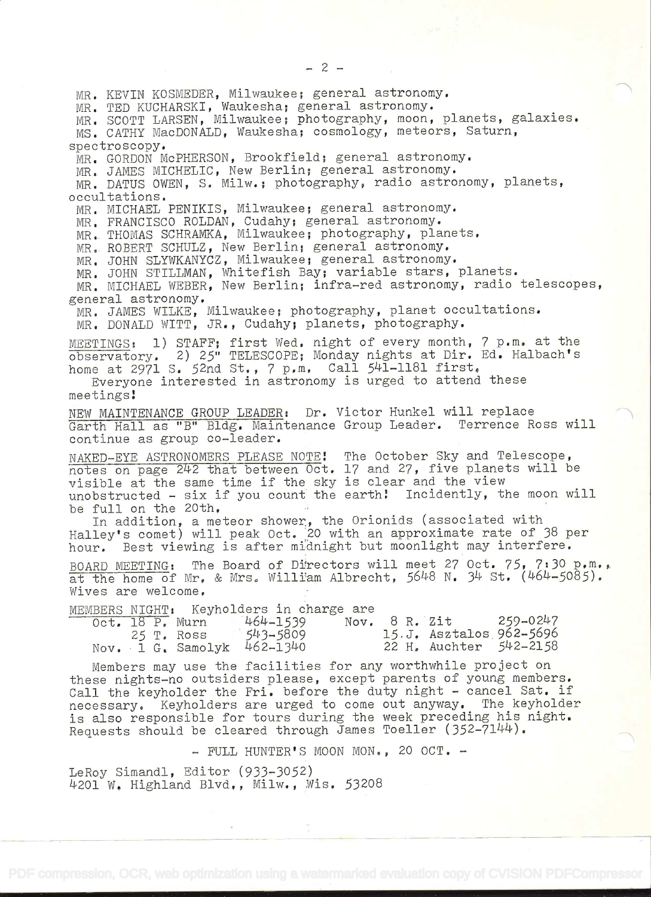MR. KEVIN KOSMEDER, Milwaukee; general astronomy.
MR. TED KUCHARSKI, Waukesha; general astronomy.
MR. SCOTT LARSEN, Milwaukee; photography, moon, planets, galaxies.
MS. CATHY MacDONALD, Waukesha; cosmology, meteors, Saturn, spectroscopy.
MR. GORDON McPHERSON, Brookfield; general astronomy.
MR. JAMES MICHELIC, New Berlin; general astronomy.
MR. DATUS OWEN, S. Milw.; photography, radio astronomy, planets, occultations.
MR. MICHAEL PENIKIS, Milwaukee; general astronomy.
MR. FRANCISCO ROLDAN, Cudahy; general astronomy.
MR. THOMAS SCHRAMKA, Milwaukee; photography, planets.
MR. ROBERT SCHULZ, New Berlin; general astronomy.
MR. JOHN SLYWKANYCZ, Milwaukee; general astronomy.
MR. JOHN STILLMAN, Whitefish Bay; variable stars, planets.
MR. MICHAEL WEBER, New Berlin; infra-red astronomy, radio telescopes, general astronomy.
MR. JAMES WILKE, Milwaukee; photography, planet occultations.
MR. DONALD WITT, JR., Cudahy; planets, photography.

MEETINGS: 1) STAFF; first Wed. night of every month, 7 p.m. at the observatory. 2) 25" TELESCOPE; Monday nights at Dir. Ed. Halbach's home at 2971 S. 52nd St., 7 p.m. Call 541-1181 first.
Everyone interested in astronomy is urged to attend these meetings!

NEW MAINTENANCE GROUP LEADER: Dr. Victor Hunkel will replace Garth Hall as "B" Bldg. Maintenance Group Leader. Terrence Ross will continue as group co-leader.

NAKED-EYE ASTRONOMERS PLEASE NOTE! The October Sky and Telescope, notes on page 242 that between Oct. 17 and 27, five planets will be visible at the same time if the sky is clear and the view unobstructed - six if you count the earth! Incidently, the moon will be full on the 20th.

In addition, a meteor shower, the Orionids (associated with Halley's comet) will peak Oct. 20 with an approximate rate of 38 per hour. Best viewing is after midnight but moonlight may interfere.

BOARD MEETING: The Board of Directors will meet 27 Oct. 75, 7:30 p.m., at the home of Mr. & Mrs. William Albrecht, 5648 N. 34 St. (464-5085). Wives are welcome.

MEMBERS NIGHT: Keyholders in charge are

| | | | | | |
|---|---|---|---|---|---|
| Oct. 18 | P. Murn | 464-1539 | Nov. 8 | R. Zit | 259-0247 |
| 25 | T. Ross | 543-5809 | 15 | J. Asztalos | 962-5696 |
| Nov. 1 | G. Samolyk | 462-1340 | 22 | H. Auchter | 542-2158 |

Members may use the facilities for any worthwhile project on these nights-no outsiders please, except parents of young members. Call the keyholder the Fri. before the duty night - cancel Sat. if necessary. Keyholders are urged to come out anyway. The keyholder is also responsible for tours during the week preceding his night. Requests should be cleared through James Toeller (352-7144).

- FULL HUNTER'S MOON MON., 20 OCT. -

LeRoy Simandl, Editor (933-3052)
4201 W. Highland Blvd., Milw., Wis. 53208